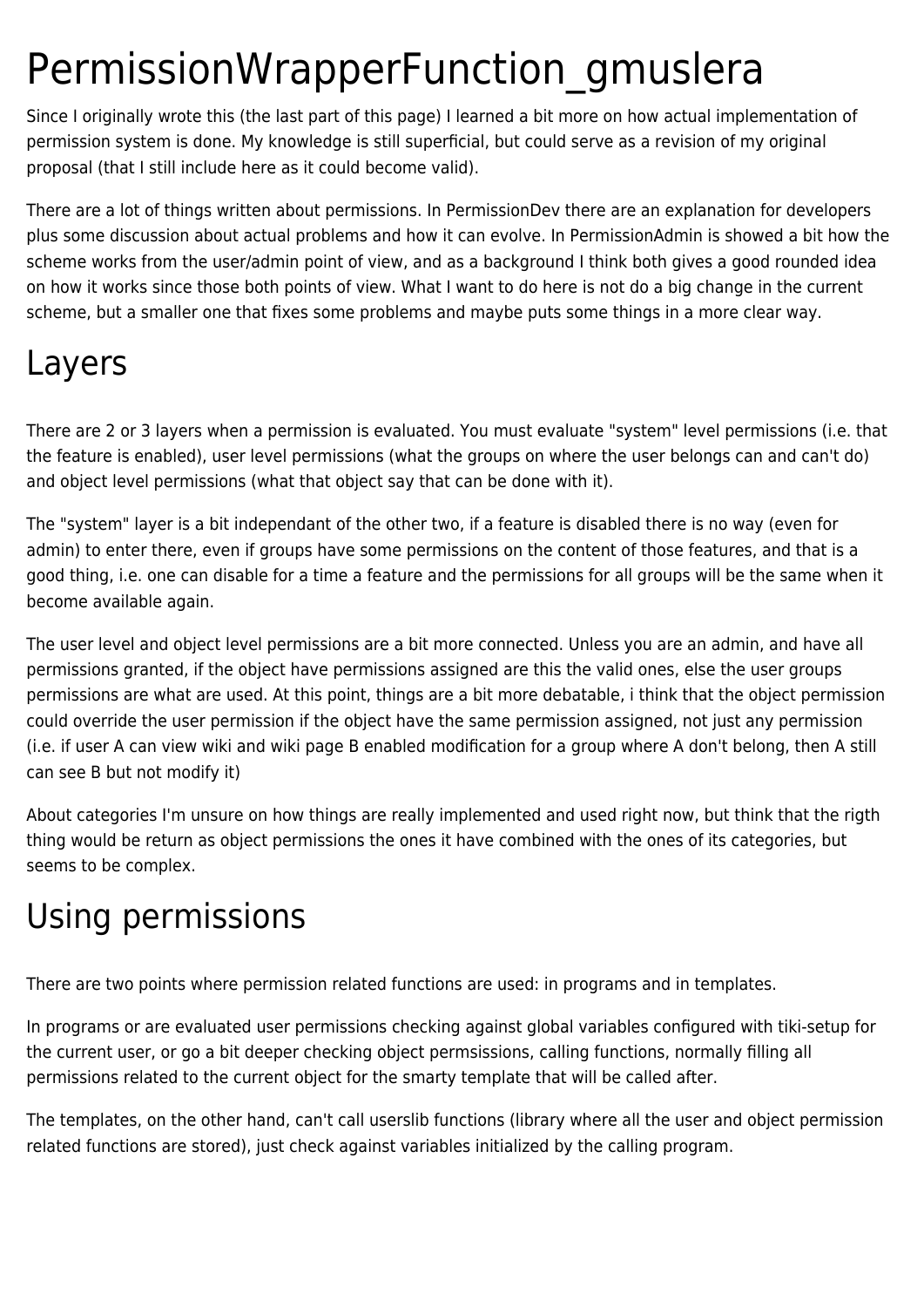# PermissionWrapperFunction_gmuslera

Since I originally wrote this (the last part of this page) I learned a bit more on how actual implementation of permission system is done. My knowledge is still superficial, but could serve as a revision of my original proposal (that I still include here as it could become valid).

There are a lot of things written about permissions. In PermissionDev there are an explanation for developers plus some discussion about actual problems and how it can evolve. In PermissionAdmin is showed a bit how the scheme works from the user/admin point of view, and as a background I think both gives a good rounded idea on how it works since those both points of view. What I want to do here is not do a big change in the current scheme, but a smaller one that fixes some problems and maybe puts some things in a more clear way.

# Layers

There are 2 or 3 layers when a permission is evaluated. You must evaluate "system" level permissions (i.e. that the feature is enabled), user level permissions (what the groups on where the user belongs can and can't do) and object level permissions (what that object say that can be done with it).

The "system" layer is a bit independant of the other two, if a feature is disabled there is no way (even for admin) to enter there, even if groups have some permissions on the content of those features, and that is a good thing, i.e. one can disable for a time a feature and the permissions for all groups will be the same when it become available again.

The user level and object level permissions are a bit more connected. Unless you are an admin, and have all permissions granted, if the object have permissions assigned are this the valid ones, else the user groups permissions are what are used. At this point, things are a bit more debatable, i think that the object permission could override the user permission if the object have the same permission assigned, not just any permission (i.e. if user A can view wiki and wiki page B enabled modification for a group where A don't belong, then A still can see B but not modify it)

About categories I'm unsure on how things are really implemented and used right now, but think that the rigth thing would be return as object permissions the ones it have combined with the ones of its categories, but seems to be complex.

# Using permissions

There are two points where permission related functions are used: in programs and in templates.

In programs or are evaluated user permissions checking against global variables configured with tiki-setup for the current user, or go a bit deeper checking object permsissions, calling functions, normally filling all permissions related to the current object for the smarty template that will be called after.

The templates, on the other hand, can't call userslib functions (library where all the user and object permission related functions are stored), just check against variables initialized by the calling program.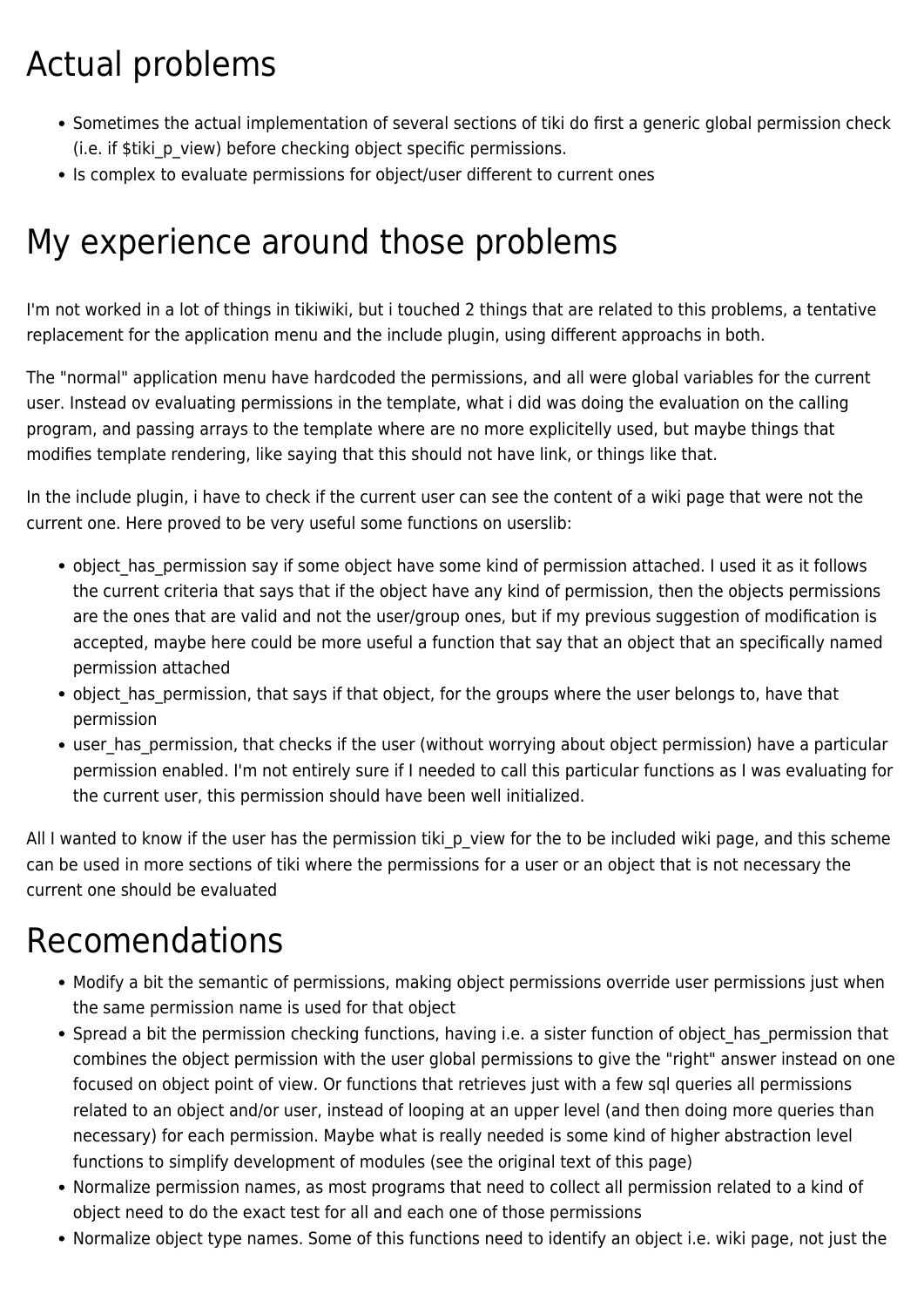# Actual problems

- Sometimes the actual implementation of several sections of tiki do first a generic global permission check (i.e. if $tiki_p_view) before checking object specific permissions.
- Is complex to evaluate permissions for object/user different to current ones

# My experience around those problems

I'm not worked in a lot of things in tikiwiki, but i touched 2 things that are related to this problems, a tentative replacement for the application menu and the include plugin, using different approachs in both.

The "normal" application menu have hardcoded the permissions, and all were global variables for the current user. Instead ov evaluating permissions in the template, what i did was doing the evaluation on the calling program, and passing arrays to the template where are no more explicitelly used, but maybe things that modifies template rendering, like saying that this should not have link, or things like that.

In the include plugin, i have to check if the current user can see the content of a wiki page that were not the current one. Here proved to be very useful some functions on userslib:

- object_has_permission say if some object have some kind of permission attached. I used it as it follows the current criteria that says that if the object have any kind of permission, then the objects permissions are the ones that are valid and not the user/group ones, but if my previous suggestion of modification is accepted, maybe here could be more useful a function that say that an object that an specifically named permission attached
- object_has_permission, that says if that object, for the groups where the user belongs to, have that permission
- user_has_permission, that checks if the user (without worrying about object permission) have a particular permission enabled. I'm not entirely sure if I needed to call this particular functions as I was evaluating for the current user, this permission should have been well initialized.

All I wanted to know if the user has the permission tiki_p_view for the to be included wiki page, and this scheme can be used in more sections of tiki where the permissions for a user or an object that is not necessary the current one should be evaluated

# Recomendations

- Modify a bit the semantic of permissions, making object permissions override user permissions just when the same permission name is used for that object
- Spread a bit the permission checking functions, having i.e. a sister function of object_has_permission that combines the object permission with the user global permissions to give the "right" answer instead on one focused on object point of view. Or functions that retrieves just with a few sql queries all permissions related to an object and/or user, instead of looping at an upper level (and then doing more queries than necessary) for each permission. Maybe what is really needed is some kind of higher abstraction level functions to simplify development of modules (see the original text of this page)
- Normalize permission names, as most programs that need to collect all permission related to a kind of object need to do the exact test for all and each one of those permissions
- Normalize object type names. Some of this functions need to identify an object i.e. wiki page, not just the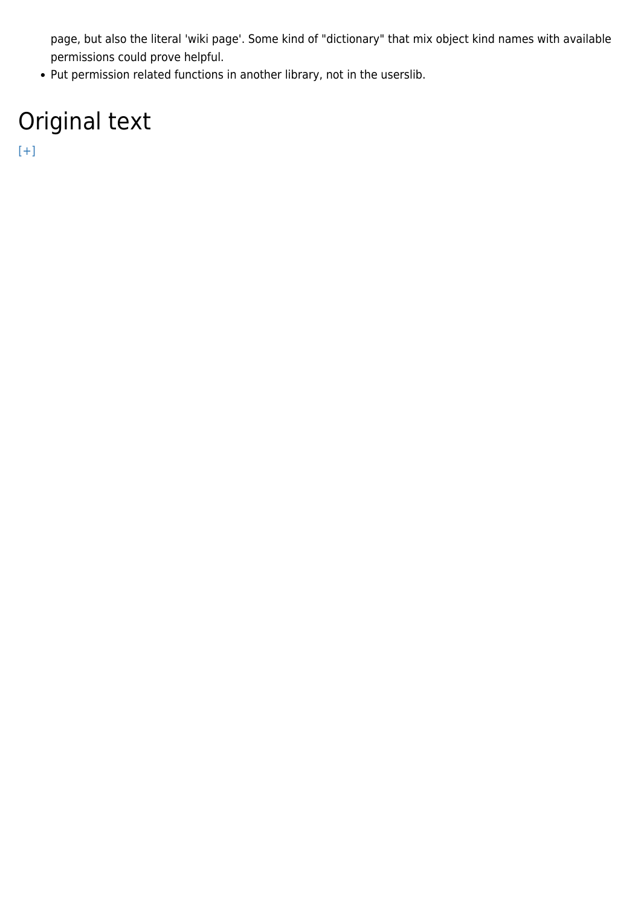page, but also the literal 'wiki page'. Some kind of "dictionary" that mix object kind names with available permissions could prove helpful.

- Put permission related functions in another library, not in the userslib.

# Original text

[+]